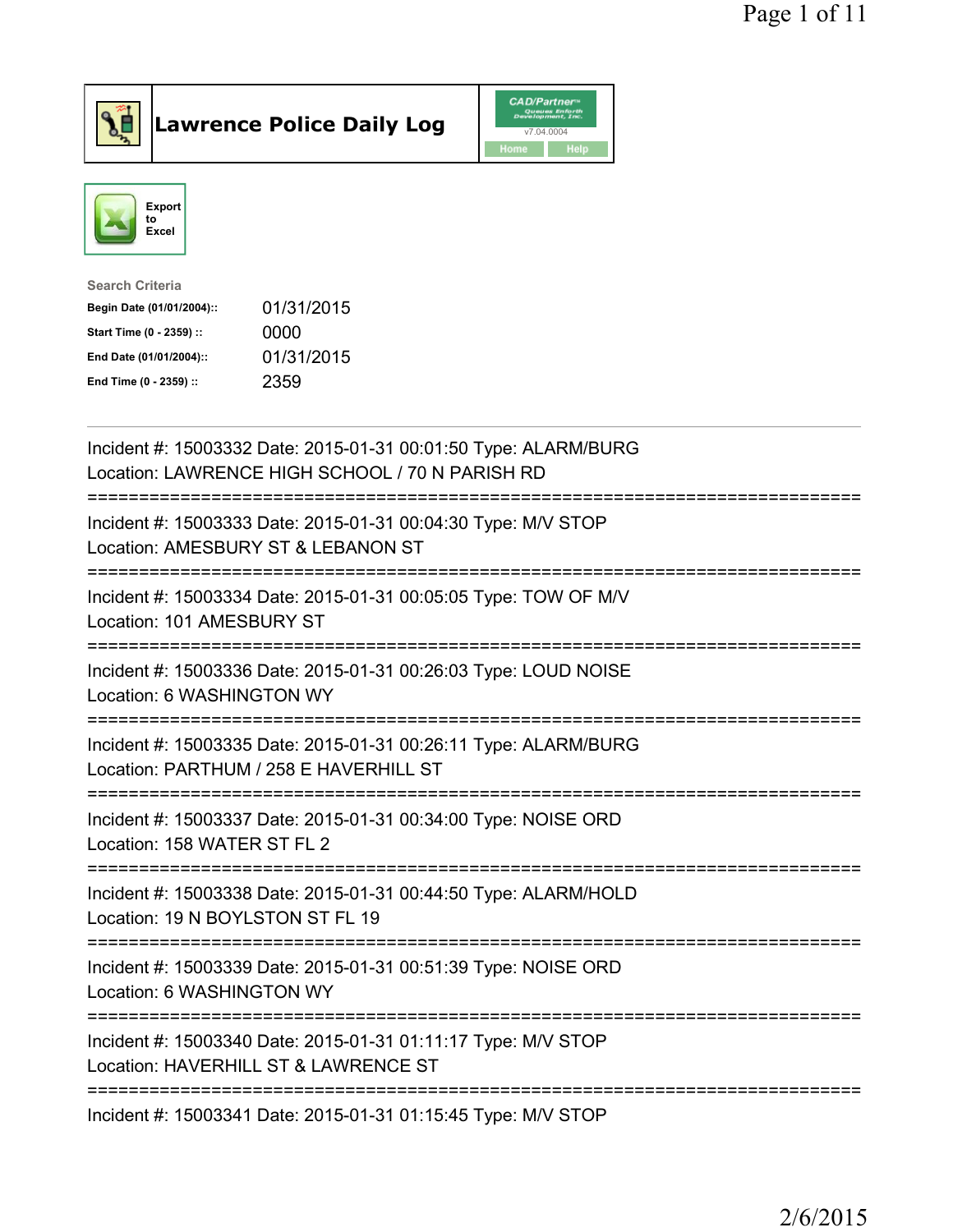# Lawrence Police Daily Log

CAD/Partner v7.04.0004

Home Help

Export to Excel

**Search Criteria**

| | |
|---|---|
| **Begin Date (01/01/2004)::** | 01/31/2015 |
| **Start Time (0 - 2359) ::** | 0000 |
| **End Date (01/01/2004)::** | 01/31/2015 |
| **End Time (0 - 2359) ::** | 2359 |

---

Incident #: 15003332 Date: 2015-01-31 00:01:50 Type: ALARM/BURG
Location: LAWRENCE HIGH SCHOOL / 70 N PARISH RD

===========================================================================

Incident #: 15003333 Date: 2015-01-31 00:04:30 Type: M/V STOP
Location: AMESBURY ST & LEBANON ST

===========================================================================

Incident #: 15003334 Date: 2015-01-31 00:05:05 Type: TOW OF M/V
Location: 101 AMESBURY ST

===========================================================================

Incident #: 15003336 Date: 2015-01-31 00:26:03 Type: LOUD NOISE
Location: 6 WASHINGTON WY

===========================================================================

Incident #: 15003335 Date: 2015-01-31 00:26:11 Type: ALARM/BURG
Location: PARTHUM / 258 E HAVERHILL ST

===========================================================================

Incident #: 15003337 Date: 2015-01-31 00:34:00 Type: NOISE ORD
Location: 158 WATER ST FL 2

===========================================================================

Incident #: 15003338 Date: 2015-01-31 00:44:50 Type: ALARM/HOLD
Location: 19 N BOYLSTON ST FL 19

===========================================================================

Incident #: 15003339 Date: 2015-01-31 00:51:39 Type: NOISE ORD
Location: 6 WASHINGTON WY

===========================================================================

Incident #: 15003340 Date: 2015-01-31 01:11:17 Type: M/V STOP
Location: HAVERHILL ST & LAWRENCE ST

===========================================================================

Incident #: 15003341 Date: 2015-01-31 01:15:45 Type: M/V STOP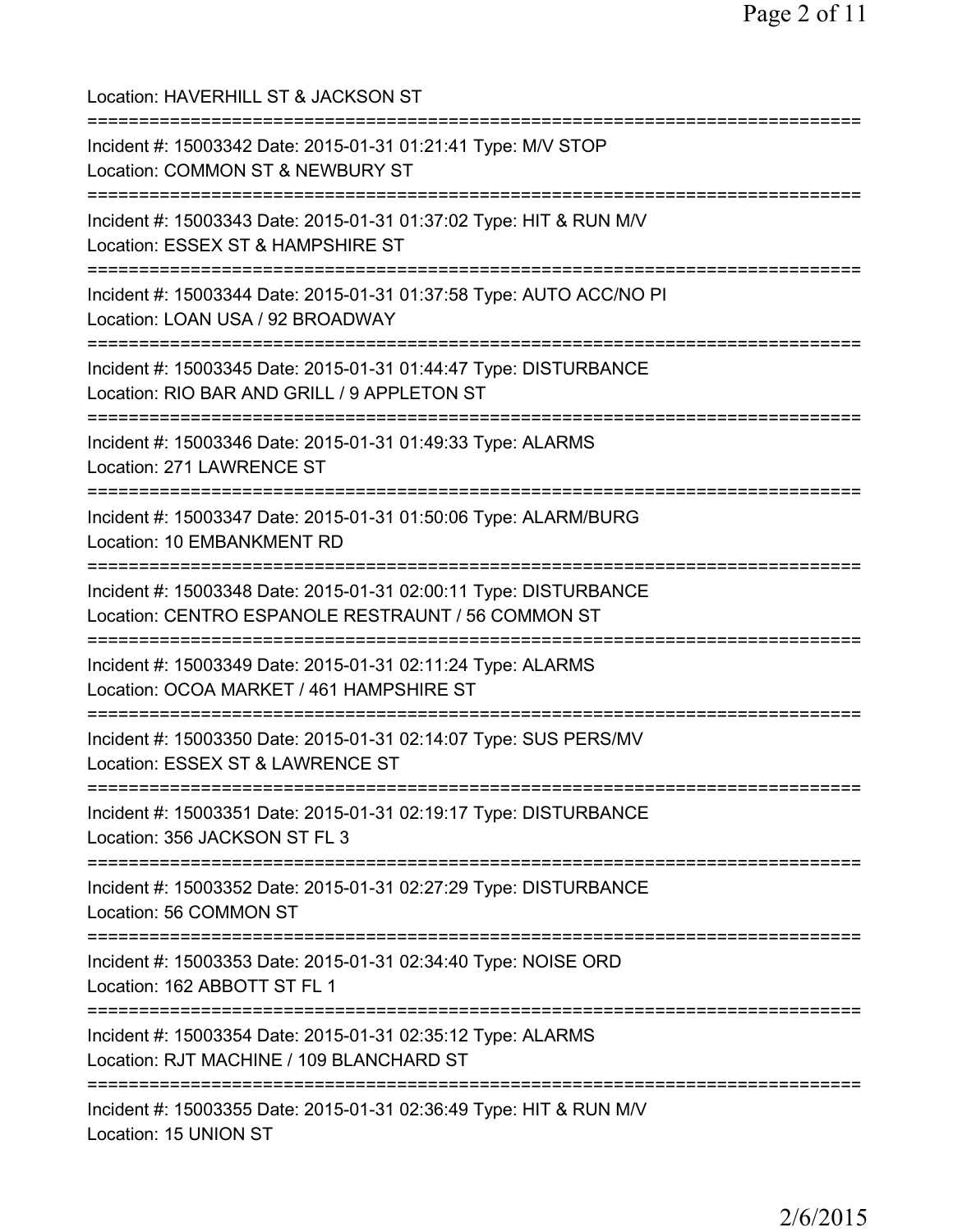Location: HAVERHILL ST & JACKSON ST

===========================================================================

Incident #: 15003342 Date: 2015-01-31 01:21:41 Type: M/V STOP
Location: COMMON ST & NEWBURY ST

===========================================================================

Incident #: 15003343 Date: 2015-01-31 01:37:02 Type: HIT & RUN M/V
Location: ESSEX ST & HAMPSHIRE ST

===========================================================================

Incident #: 15003344 Date: 2015-01-31 01:37:58 Type: AUTO ACC/NO PI
Location: LOAN USA / 92 BROADWAY

===========================================================================

Incident #: 15003345 Date: 2015-01-31 01:44:47 Type: DISTURBANCE
Location: RIO BAR AND GRILL / 9 APPLETON ST

===========================================================================

Incident #: 15003346 Date: 2015-01-31 01:49:33 Type: ALARMS
Location: 271 LAWRENCE ST

===========================================================================

Incident #: 15003347 Date: 2015-01-31 01:50:06 Type: ALARM/BURG
Location: 10 EMBANKMENT RD

===========================================================================

Incident #: 15003348 Date: 2015-01-31 02:00:11 Type: DISTURBANCE
Location: CENTRO ESPANOLE RESTRAUNT / 56 COMMON ST

===========================================================================

Incident #: 15003349 Date: 2015-01-31 02:11:24 Type: ALARMS
Location: OCOA MARKET / 461 HAMPSHIRE ST

===========================================================================

Incident #: 15003350 Date: 2015-01-31 02:14:07 Type: SUS PERS/MV
Location: ESSEX ST & LAWRENCE ST

===========================================================================

Incident #: 15003351 Date: 2015-01-31 02:19:17 Type: DISTURBANCE
Location: 356 JACKSON ST FL 3

===========================================================================

Incident #: 15003352 Date: 2015-01-31 02:27:29 Type: DISTURBANCE
Location: 56 COMMON ST

===========================================================================

Incident #: 15003353 Date: 2015-01-31 02:34:40 Type: NOISE ORD
Location: 162 ABBOTT ST FL 1

===========================================================================

Incident #: 15003354 Date: 2015-01-31 02:35:12 Type: ALARMS
Location: RJT MACHINE / 109 BLANCHARD ST

===========================================================================

Incident #: 15003355 Date: 2015-01-31 02:36:49 Type: HIT & RUN M/V
Location: 15 UNION ST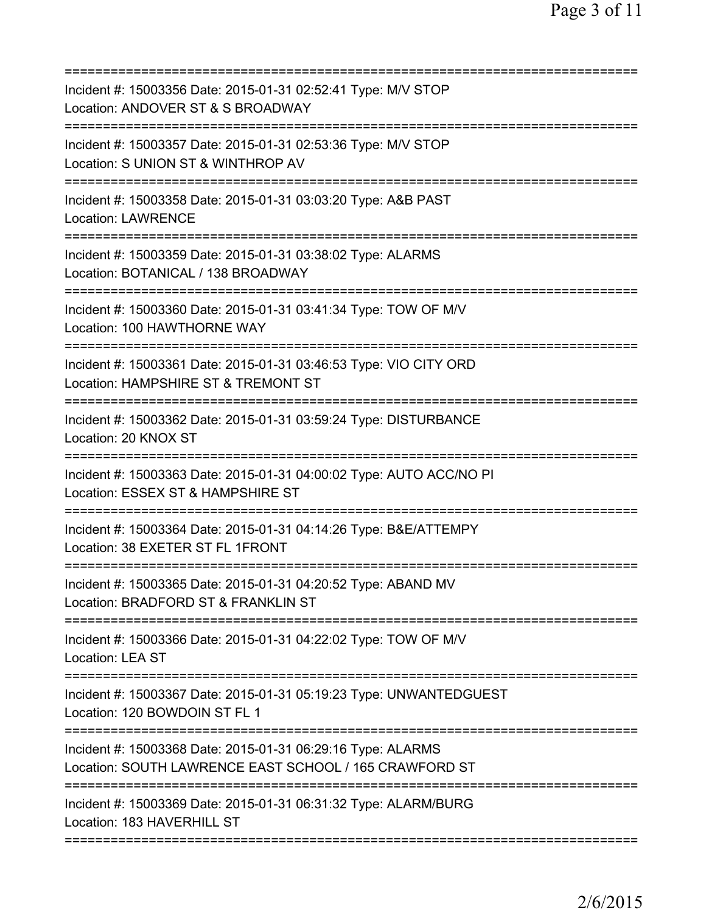===========================================================================
Incident #: 15003356 Date: 2015-01-31 02:52:41 Type: M/V STOP
Location: ANDOVER ST & S BROADWAY
===========================================================================
Incident #: 15003357 Date: 2015-01-31 02:53:36 Type: M/V STOP
Location: S UNION ST & WINTHROP AV
===========================================================================
Incident #: 15003358 Date: 2015-01-31 03:03:20 Type: A&B PAST
Location: LAWRENCE
===========================================================================
Incident #: 15003359 Date: 2015-01-31 03:38:02 Type: ALARMS
Location: BOTANICAL / 138 BROADWAY
===========================================================================
Incident #: 15003360 Date: 2015-01-31 03:41:34 Type: TOW OF M/V
Location: 100 HAWTHORNE WAY
===========================================================================
Incident #: 15003361 Date: 2015-01-31 03:46:53 Type: VIO CITY ORD
Location: HAMPSHIRE ST & TREMONT ST
===========================================================================
Incident #: 15003362 Date: 2015-01-31 03:59:24 Type: DISTURBANCE
Location: 20 KNOX ST
===========================================================================
Incident #: 15003363 Date: 2015-01-31 04:00:02 Type: AUTO ACC/NO PI
Location: ESSEX ST & HAMPSHIRE ST
===========================================================================
Incident #: 15003364 Date: 2015-01-31 04:14:26 Type: B&E/ATTEMPY
Location: 38 EXETER ST FL 1FRONT
===========================================================================
Incident #: 15003365 Date: 2015-01-31 04:20:52 Type: ABAND MV
Location: BRADFORD ST & FRANKLIN ST
===========================================================================
Incident #: 15003366 Date: 2015-01-31 04:22:02 Type: TOW OF M/V
Location: LEA ST
===========================================================================
Incident #: 15003367 Date: 2015-01-31 05:19:23 Type: UNWANTEDGUEST
Location: 120 BOWDOIN ST FL 1
===========================================================================
Incident #: 15003368 Date: 2015-01-31 06:29:16 Type: ALARMS
Location: SOUTH LAWRENCE EAST SCHOOL / 165 CRAWFORD ST
===========================================================================
Incident #: 15003369 Date: 2015-01-31 06:31:32 Type: ALARM/BURG
Location: 183 HAVERHILL ST
===========================================================================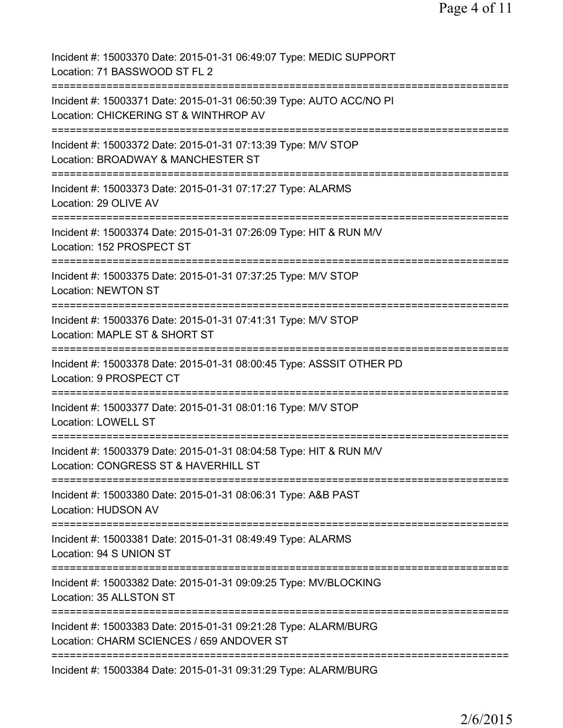Incident #: 15003370 Date: 2015-01-31 06:49:07 Type: MEDIC SUPPORT
Location: 71 BASSWOOD ST FL 2

===========================================================================

Incident #: 15003371 Date: 2015-01-31 06:50:39 Type: AUTO ACC/NO PI
Location: CHICKERING ST & WINTHROP AV

===========================================================================

Incident #: 15003372 Date: 2015-01-31 07:13:39 Type: M/V STOP
Location: BROADWAY & MANCHESTER ST

===========================================================================

Incident #: 15003373 Date: 2015-01-31 07:17:27 Type: ALARMS
Location: 29 OLIVE AV

===========================================================================

Incident #: 15003374 Date: 2015-01-31 07:26:09 Type: HIT & RUN M/V
Location: 152 PROSPECT ST

===========================================================================

Incident #: 15003375 Date: 2015-01-31 07:37:25 Type: M/V STOP
Location: NEWTON ST

===========================================================================

Incident #: 15003376 Date: 2015-01-31 07:41:31 Type: M/V STOP
Location: MAPLE ST & SHORT ST

===========================================================================

Incident #: 15003378 Date: 2015-01-31 08:00:45 Type: ASSSIT OTHER PD
Location: 9 PROSPECT CT

===========================================================================

Incident #: 15003377 Date: 2015-01-31 08:01:16 Type: M/V STOP
Location: LOWELL ST

===========================================================================

Incident #: 15003379 Date: 2015-01-31 08:04:58 Type: HIT & RUN M/V
Location: CONGRESS ST & HAVERHILL ST

===========================================================================

Incident #: 15003380 Date: 2015-01-31 08:06:31 Type: A&B PAST
Location: HUDSON AV

===========================================================================

Incident #: 15003381 Date: 2015-01-31 08:49:49 Type: ALARMS
Location: 94 S UNION ST

===========================================================================

Incident #: 15003382 Date: 2015-01-31 09:09:25 Type: MV/BLOCKING
Location: 35 ALLSTON ST

===========================================================================

Incident #: 15003383 Date: 2015-01-31 09:21:28 Type: ALARM/BURG
Location: CHARM SCIENCES / 659 ANDOVER ST

===========================================================================

Incident #: 15003384 Date: 2015-01-31 09:31:29 Type: ALARM/BURG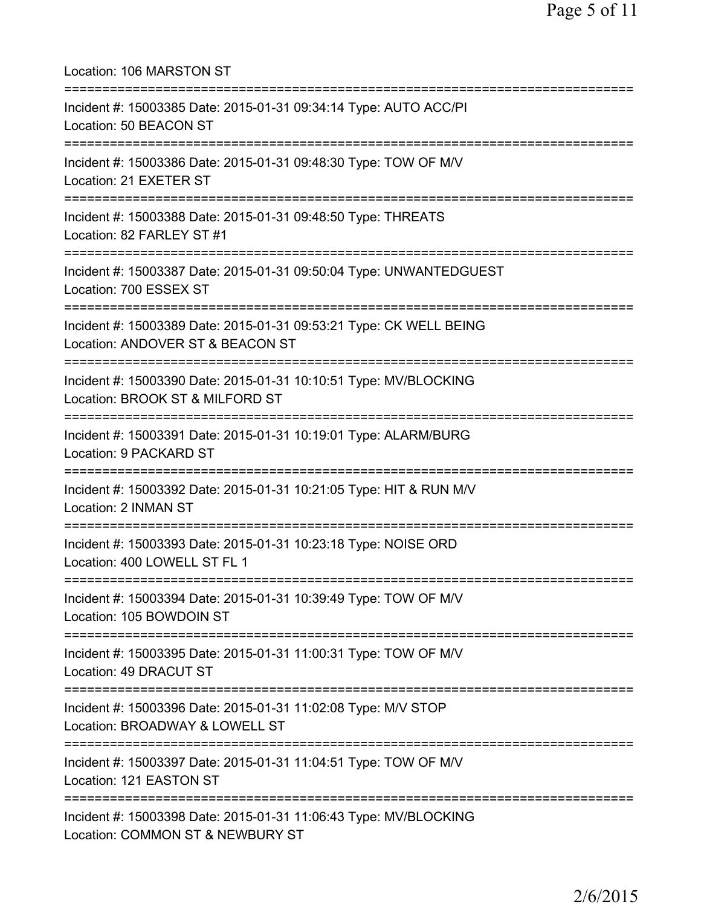Location: 106 MARSTON ST

===========================================================================

Incident #: 15003385 Date: 2015-01-31 09:34:14 Type: AUTO ACC/PI
Location: 50 BEACON ST

===========================================================================

Incident #: 15003386 Date: 2015-01-31 09:48:30 Type: TOW OF M/V
Location: 21 EXETER ST

===========================================================================

Incident #: 15003388 Date: 2015-01-31 09:48:50 Type: THREATS
Location: 82 FARLEY ST #1

===========================================================================

Incident #: 15003387 Date: 2015-01-31 09:50:04 Type: UNWANTEDGUEST
Location: 700 ESSEX ST

===========================================================================

Incident #: 15003389 Date: 2015-01-31 09:53:21 Type: CK WELL BEING
Location: ANDOVER ST & BEACON ST

===========================================================================

Incident #: 15003390 Date: 2015-01-31 10:10:51 Type: MV/BLOCKING
Location: BROOK ST & MILFORD ST

===========================================================================

Incident #: 15003391 Date: 2015-01-31 10:19:01 Type: ALARM/BURG
Location: 9 PACKARD ST

===========================================================================

Incident #: 15003392 Date: 2015-01-31 10:21:05 Type: HIT & RUN M/V
Location: 2 INMAN ST

===========================================================================

Incident #: 15003393 Date: 2015-01-31 10:23:18 Type: NOISE ORD
Location: 400 LOWELL ST FL 1

===========================================================================

Incident #: 15003394 Date: 2015-01-31 10:39:49 Type: TOW OF M/V
Location: 105 BOWDOIN ST

===========================================================================

Incident #: 15003395 Date: 2015-01-31 11:00:31 Type: TOW OF M/V
Location: 49 DRACUT ST

===========================================================================

Incident #: 15003396 Date: 2015-01-31 11:02:08 Type: M/V STOP
Location: BROADWAY & LOWELL ST

===========================================================================

Incident #: 15003397 Date: 2015-01-31 11:04:51 Type: TOW OF M/V
Location: 121 EASTON ST

===========================================================================

Incident #: 15003398 Date: 2015-01-31 11:06:43 Type: MV/BLOCKING
Location: COMMON ST & NEWBURY ST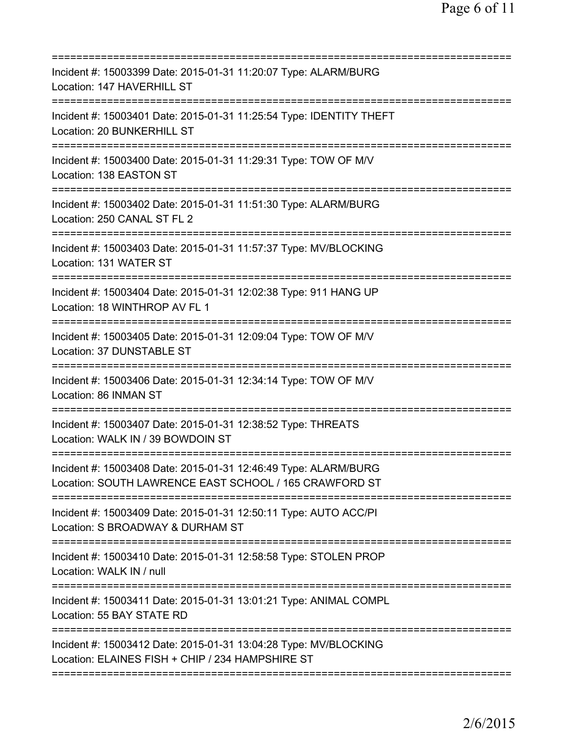===========================================================================

Incident #: 15003399 Date: 2015-01-31 11:20:07 Type: ALARM/BURG
Location: 147 HAVERHILL ST

===========================================================================

Incident #: 15003401 Date: 2015-01-31 11:25:54 Type: IDENTITY THEFT
Location: 20 BUNKERHILL ST

===========================================================================

Incident #: 15003400 Date: 2015-01-31 11:29:31 Type: TOW OF M/V
Location: 138 EASTON ST

===========================================================================

Incident #: 15003402 Date: 2015-01-31 11:51:30 Type: ALARM/BURG
Location: 250 CANAL ST FL 2

===========================================================================

Incident #: 15003403 Date: 2015-01-31 11:57:37 Type: MV/BLOCKING
Location: 131 WATER ST

===========================================================================

Incident #: 15003404 Date: 2015-01-31 12:02:38 Type: 911 HANG UP
Location: 18 WINTHROP AV FL 1

===========================================================================

Incident #: 15003405 Date: 2015-01-31 12:09:04 Type: TOW OF M/V
Location: 37 DUNSTABLE ST

===========================================================================

Incident #: 15003406 Date: 2015-01-31 12:34:14 Type: TOW OF M/V
Location: 86 INMAN ST

===========================================================================

Incident #: 15003407 Date: 2015-01-31 12:38:52 Type: THREATS
Location: WALK IN / 39 BOWDOIN ST

===========================================================================

Incident #: 15003408 Date: 2015-01-31 12:46:49 Type: ALARM/BURG
Location: SOUTH LAWRENCE EAST SCHOOL / 165 CRAWFORD ST

===========================================================================

Incident #: 15003409 Date: 2015-01-31 12:50:11 Type: AUTO ACC/PI
Location: S BROADWAY & DURHAM ST

===========================================================================

Incident #: 15003410 Date: 2015-01-31 12:58:58 Type: STOLEN PROP
Location: WALK IN / null

===========================================================================

Incident #: 15003411 Date: 2015-01-31 13:01:21 Type: ANIMAL COMPL
Location: 55 BAY STATE RD

===========================================================================

Incident #: 15003412 Date: 2015-01-31 13:04:28 Type: MV/BLOCKING
Location: ELAINES FISH + CHIP / 234 HAMPSHIRE ST

===========================================================================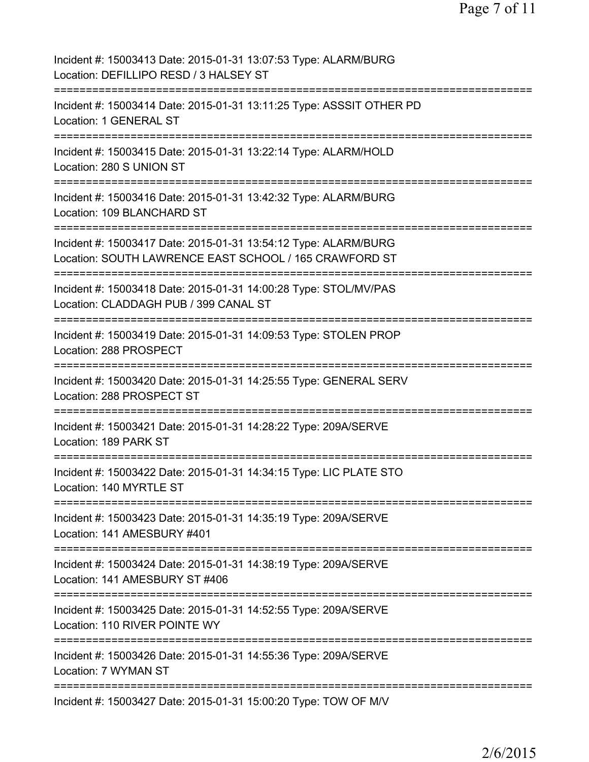Incident #: 15003413 Date: 2015-01-31 13:07:53 Type: ALARM/BURG
Location: DEFILLIPO RESD / 3 HALSEY ST
===========================================================================
Incident #: 15003414 Date: 2015-01-31 13:11:25 Type: ASSSIT OTHER PD
Location: 1 GENERAL ST
===========================================================================
Incident #: 15003415 Date: 2015-01-31 13:22:14 Type: ALARM/HOLD
Location: 280 S UNION ST
===========================================================================
Incident #: 15003416 Date: 2015-01-31 13:42:32 Type: ALARM/BURG
Location: 109 BLANCHARD ST
===========================================================================
Incident #: 15003417 Date: 2015-01-31 13:54:12 Type: ALARM/BURG
Location: SOUTH LAWRENCE EAST SCHOOL / 165 CRAWFORD ST
===========================================================================
Incident #: 15003418 Date: 2015-01-31 14:00:28 Type: STOL/MV/PAS
Location: CLADDAGH PUB / 399 CANAL ST
===========================================================================
Incident #: 15003419 Date: 2015-01-31 14:09:53 Type: STOLEN PROP
Location: 288 PROSPECT
===========================================================================
Incident #: 15003420 Date: 2015-01-31 14:25:55 Type: GENERAL SERV
Location: 288 PROSPECT ST
===========================================================================
Incident #: 15003421 Date: 2015-01-31 14:28:22 Type: 209A/SERVE
Location: 189 PARK ST
===========================================================================
Incident #: 15003422 Date: 2015-01-31 14:34:15 Type: LIC PLATE STO
Location: 140 MYRTLE ST
===========================================================================
Incident #: 15003423 Date: 2015-01-31 14:35:19 Type: 209A/SERVE
Location: 141 AMESBURY #401
===========================================================================
Incident #: 15003424 Date: 2015-01-31 14:38:19 Type: 209A/SERVE
Location: 141 AMESBURY ST #406
===========================================================================
Incident #: 15003425 Date: 2015-01-31 14:52:55 Type: 209A/SERVE
Location: 110 RIVER POINTE WY
===========================================================================
Incident #: 15003426 Date: 2015-01-31 14:55:36 Type: 209A/SERVE
Location: 7 WYMAN ST
===========================================================================
Incident #: 15003427 Date: 2015-01-31 15:00:20 Type: TOW OF M/V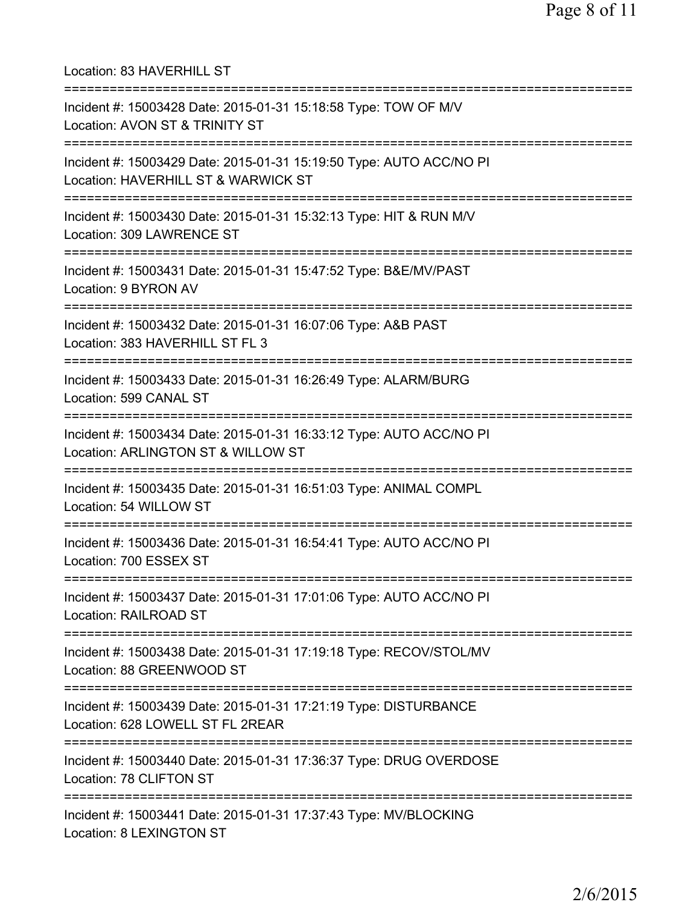Location: 83 HAVERHILL ST

===========================================================================

Incident #: 15003428 Date: 2015-01-31 15:18:58 Type: TOW OF M/V
Location: AVON ST & TRINITY ST

===========================================================================

Incident #: 15003429 Date: 2015-01-31 15:19:50 Type: AUTO ACC/NO PI
Location: HAVERHILL ST & WARWICK ST

===========================================================================

Incident #: 15003430 Date: 2015-01-31 15:32:13 Type: HIT & RUN M/V
Location: 309 LAWRENCE ST

===========================================================================

Incident #: 15003431 Date: 2015-01-31 15:47:52 Type: B&E/MV/PAST
Location: 9 BYRON AV

===========================================================================

Incident #: 15003432 Date: 2015-01-31 16:07:06 Type: A&B PAST
Location: 383 HAVERHILL ST FL 3

===========================================================================

Incident #: 15003433 Date: 2015-01-31 16:26:49 Type: ALARM/BURG
Location: 599 CANAL ST

===========================================================================

Incident #: 15003434 Date: 2015-01-31 16:33:12 Type: AUTO ACC/NO PI
Location: ARLINGTON ST & WILLOW ST

===========================================================================

Incident #: 15003435 Date: 2015-01-31 16:51:03 Type: ANIMAL COMPL
Location: 54 WILLOW ST

===========================================================================

Incident #: 15003436 Date: 2015-01-31 16:54:41 Type: AUTO ACC/NO PI
Location: 700 ESSEX ST

===========================================================================

Incident #: 15003437 Date: 2015-01-31 17:01:06 Type: AUTO ACC/NO PI
Location: RAILROAD ST

===========================================================================

Incident #: 15003438 Date: 2015-01-31 17:19:18 Type: RECOV/STOL/MV
Location: 88 GREENWOOD ST

===========================================================================

Incident #: 15003439 Date: 2015-01-31 17:21:19 Type: DISTURBANCE
Location: 628 LOWELL ST FL 2REAR

===========================================================================

Incident #: 15003440 Date: 2015-01-31 17:36:37 Type: DRUG OVERDOSE
Location: 78 CLIFTON ST

===========================================================================

Incident #: 15003441 Date: 2015-01-31 17:37:43 Type: MV/BLOCKING
Location: 8 LEXINGTON ST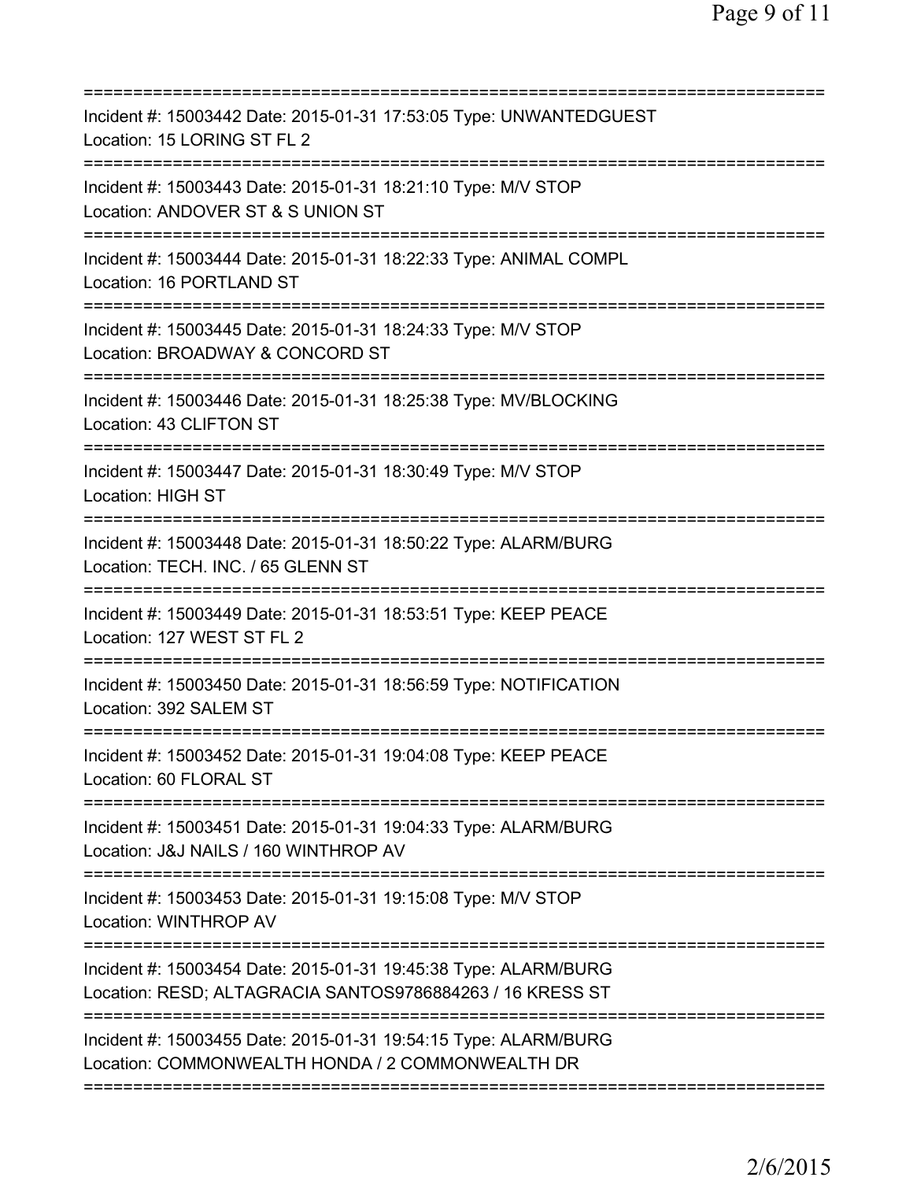===========================================================================
Incident #: 15003442 Date: 2015-01-31 17:53:05 Type: UNWANTEDGUEST
Location: 15 LORING ST FL 2
===========================================================================
Incident #: 15003443 Date: 2015-01-31 18:21:10 Type: M/V STOP
Location: ANDOVER ST & S UNION ST
===========================================================================
Incident #: 15003444 Date: 2015-01-31 18:22:33 Type: ANIMAL COMPL
Location: 16 PORTLAND ST
===========================================================================
Incident #: 15003445 Date: 2015-01-31 18:24:33 Type: M/V STOP
Location: BROADWAY & CONCORD ST
===========================================================================
Incident #: 15003446 Date: 2015-01-31 18:25:38 Type: MV/BLOCKING
Location: 43 CLIFTON ST
===========================================================================
Incident #: 15003447 Date: 2015-01-31 18:30:49 Type: M/V STOP
Location: HIGH ST
===========================================================================
Incident #: 15003448 Date: 2015-01-31 18:50:22 Type: ALARM/BURG
Location: TECH. INC. / 65 GLENN ST
===========================================================================
Incident #: 15003449 Date: 2015-01-31 18:53:51 Type: KEEP PEACE
Location: 127 WEST ST FL 2
===========================================================================
Incident #: 15003450 Date: 2015-01-31 18:56:59 Type: NOTIFICATION
Location: 392 SALEM ST
===========================================================================
Incident #: 15003452 Date: 2015-01-31 19:04:08 Type: KEEP PEACE
Location: 60 FLORAL ST
===========================================================================
Incident #: 15003451 Date: 2015-01-31 19:04:33 Type: ALARM/BURG
Location: J&J NAILS / 160 WINTHROP AV
===========================================================================
Incident #: 15003453 Date: 2015-01-31 19:15:08 Type: M/V STOP
Location: WINTHROP AV
===========================================================================
Incident #: 15003454 Date: 2015-01-31 19:45:38 Type: ALARM/BURG
Location: RESD; ALTAGRACIA SANTOS9786884263 / 16 KRESS ST
===========================================================================
Incident #: 15003455 Date: 2015-01-31 19:54:15 Type: ALARM/BURG
Location: COMMONWEALTH HONDA / 2 COMMONWEALTH DR
===========================================================================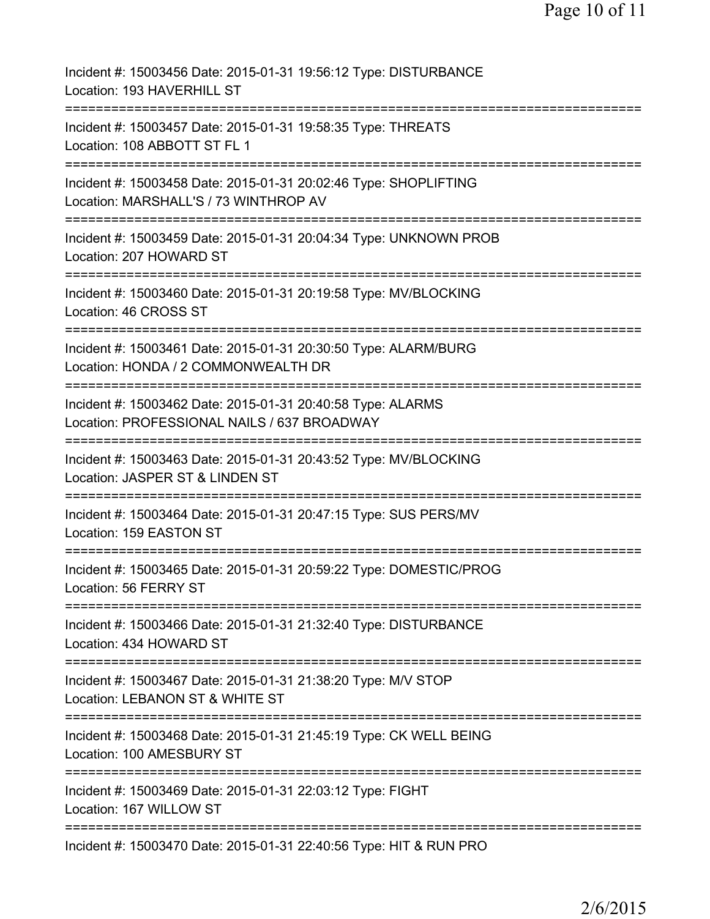Incident #: 15003456 Date: 2015-01-31 19:56:12 Type: DISTURBANCE
Location: 193 HAVERHILL ST

===========================================================================

Incident #: 15003457 Date: 2015-01-31 19:58:35 Type: THREATS
Location: 108 ABBOTT ST FL 1

===========================================================================

Incident #: 15003458 Date: 2015-01-31 20:02:46 Type: SHOPLIFTING
Location: MARSHALL'S / 73 WINTHROP AV

===========================================================================

Incident #: 15003459 Date: 2015-01-31 20:04:34 Type: UNKNOWN PROB
Location: 207 HOWARD ST

===========================================================================

Incident #: 15003460 Date: 2015-01-31 20:19:58 Type: MV/BLOCKING
Location: 46 CROSS ST

===========================================================================

Incident #: 15003461 Date: 2015-01-31 20:30:50 Type: ALARM/BURG
Location: HONDA / 2 COMMONWEALTH DR

===========================================================================

Incident #: 15003462 Date: 2015-01-31 20:40:58 Type: ALARMS
Location: PROFESSIONAL NAILS / 637 BROADWAY

===========================================================================

Incident #: 15003463 Date: 2015-01-31 20:43:52 Type: MV/BLOCKING
Location: JASPER ST & LINDEN ST

===========================================================================

Incident #: 15003464 Date: 2015-01-31 20:47:15 Type: SUS PERS/MV
Location: 159 EASTON ST

===========================================================================

Incident #: 15003465 Date: 2015-01-31 20:59:22 Type: DOMESTIC/PROG
Location: 56 FERRY ST

===========================================================================

Incident #: 15003466 Date: 2015-01-31 21:32:40 Type: DISTURBANCE
Location: 434 HOWARD ST

===========================================================================

Incident #: 15003467 Date: 2015-01-31 21:38:20 Type: M/V STOP
Location: LEBANON ST & WHITE ST

===========================================================================

Incident #: 15003468 Date: 2015-01-31 21:45:19 Type: CK WELL BEING
Location: 100 AMESBURY ST

===========================================================================

Incident #: 15003469 Date: 2015-01-31 22:03:12 Type: FIGHT
Location: 167 WILLOW ST

===========================================================================

Incident #: 15003470 Date: 2015-01-31 22:40:56 Type: HIT & RUN PRO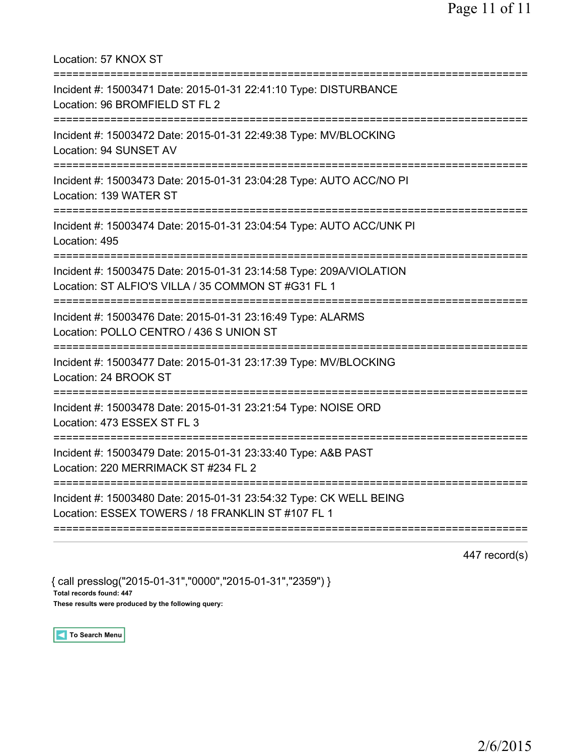Location: 57 KNOX ST

===========================================================================

Incident #: 15003471 Date: 2015-01-31 22:41:10 Type: DISTURBANCE
Location: 96 BROMFIELD ST FL 2

===========================================================================

Incident #: 15003472 Date: 2015-01-31 22:49:38 Type: MV/BLOCKING
Location: 94 SUNSET AV

===========================================================================

Incident #: 15003473 Date: 2015-01-31 23:04:28 Type: AUTO ACC/NO PI
Location: 139 WATER ST

===========================================================================

Incident #: 15003474 Date: 2015-01-31 23:04:54 Type: AUTO ACC/UNK PI
Location: 495

===========================================================================

Incident #: 15003475 Date: 2015-01-31 23:14:58 Type: 209A/VIOLATION
Location: ST ALFIO'S VILLA / 35 COMMON ST #G31 FL 1

===========================================================================

Incident #: 15003476 Date: 2015-01-31 23:16:49 Type: ALARMS
Location: POLLO CENTRO / 436 S UNION ST

===========================================================================

Incident #: 15003477 Date: 2015-01-31 23:17:39 Type: MV/BLOCKING
Location: 24 BROOK ST

===========================================================================

Incident #: 15003478 Date: 2015-01-31 23:21:54 Type: NOISE ORD
Location: 473 ESSEX ST FL 3

===========================================================================

Incident #: 15003479 Date: 2015-01-31 23:33:40 Type: A&B PAST
Location: 220 MERRIMACK ST #234 FL 2

===========================================================================

Incident #: 15003480 Date: 2015-01-31 23:54:32 Type: CK WELL BEING
Location: ESSEX TOWERS / 18 FRANKLIN ST #107 FL 1

===========================================================================

447 record(s)

{ call presslog("2015-01-31","0000","2015-01-31","2359") }

**Total records found: 447**

**These results were produced by the following query:**

To Search Menu